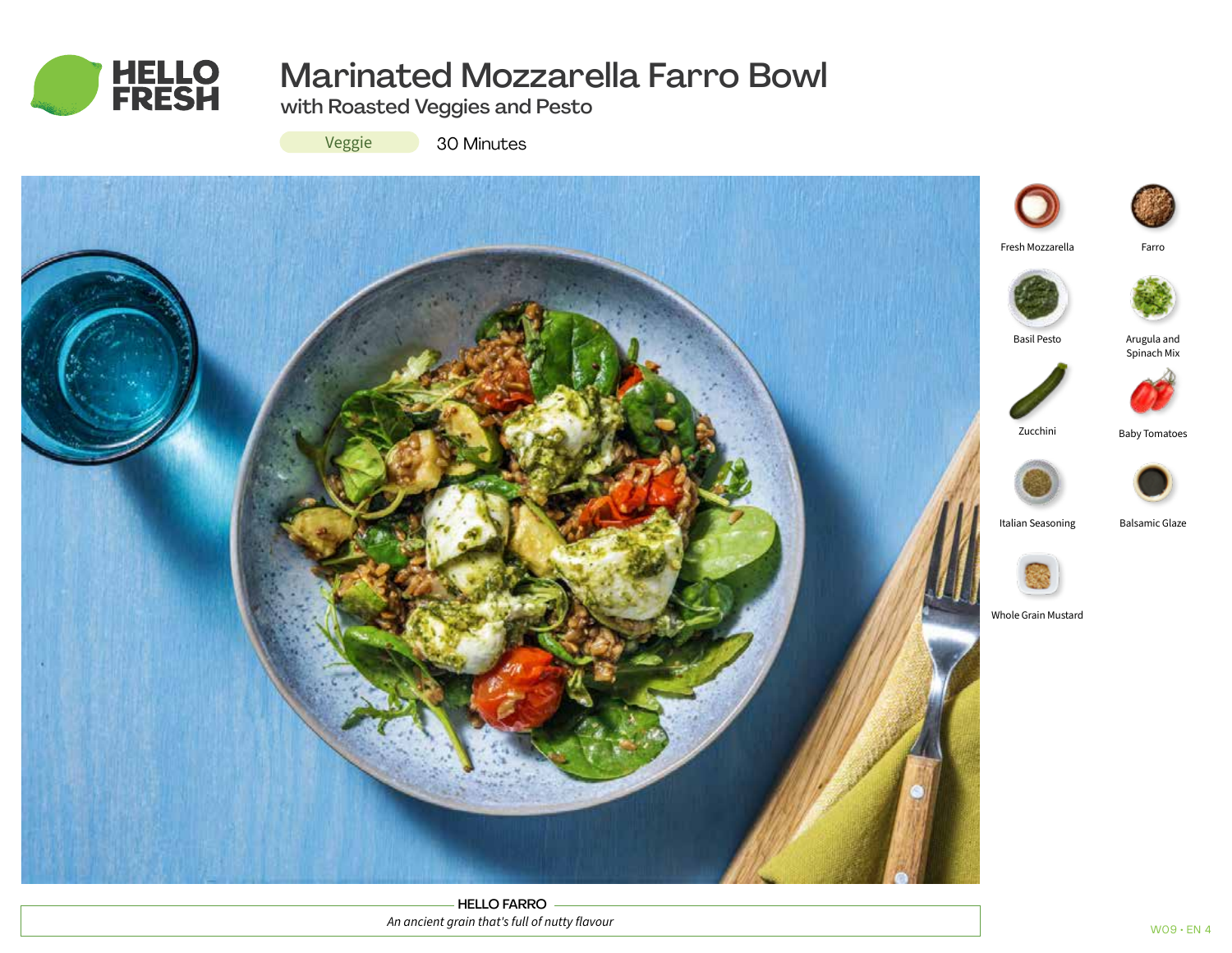# Marinated Mozzarella Farro Bowl

## with Roasted Veggies and Pesto

Veggie 30 Minutes

- Fresh Mozzarella
- Farro
- Basil Pesto
- Arugula and Spinach Mix
- Zucchini
- Baby Tomatoes
- Italian Seasoning
- Balsamic Glaze
- Whole Grain Mustard

**HELLO FARRO**

*An ancient grain that's full of nutty flavour*

W09 · EN 4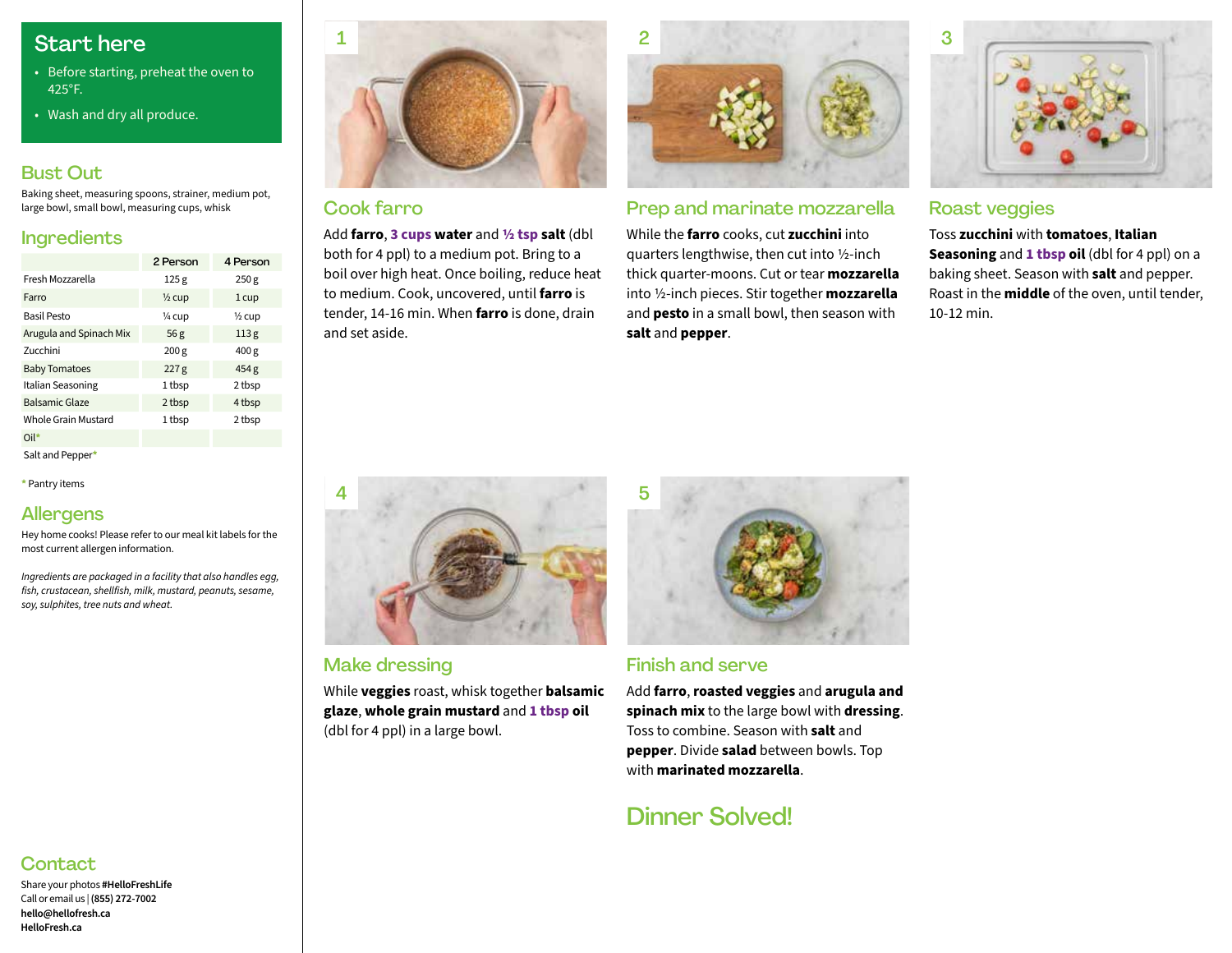## Start here

- Before starting, preheat the oven to 425°F.
- Wash and dry all produce.

## Bust Out

Baking sheet, measuring spoons, strainer, medium pot, large bowl, small bowl, measuring cups, whisk

## Ingredients

| | 2 Person | 4 Person |
|---|---|---|
| Fresh Mozzarella | 125 g | 250 g |
| Farro | ½ cup | 1 cup |
| Basil Pesto | ¼ cup | ½ cup |
| Arugula and Spinach Mix | 56 g | 113 g |
| Zucchini | 200 g | 400 g |
| Baby Tomatoes | 227 g | 454 g |
| Italian Seasoning | 1 tbsp | 2 tbsp |
| Balsamic Glaze | 2 tbsp | 4 tbsp |
| Whole Grain Mustard | 1 tbsp | 2 tbsp |
| Oil* | | |
| Salt and Pepper* | | |

\* Pantry items

## Allergens

Hey home cooks! Please refer to our meal kit labels for the most current allergen information.

*Ingredients are packaged in a facility that also handles egg, fish, crustacean, shellfish, milk, mustard, peanuts, sesame, soy, sulphites, tree nuts and wheat.*

## Contact

Share your photos **#HelloFreshLife**
Call or email us | **(855) 272-7002**
**hello@hellofresh.ca**
**HelloFresh.ca**

### 1 Cook farro

Add **farro**, **3 cups water** and **½ tsp salt** (dbl both for 4 ppl) to a medium pot. Bring to a boil over high heat. Once boiling, reduce heat to medium. Cook, uncovered, until **farro** is tender, 14-16 min. When **farro** is done, drain and set aside.

### 2 Prep and marinate mozzarella

While the **farro** cooks, cut **zucchini** into quarters lengthwise, then cut into ½-inch thick quarter-moons. Cut or tear **mozzarella** into ½-inch pieces. Stir together **mozzarella** and **pesto** in a small bowl, then season with **salt** and **pepper**.

### 3 Roast veggies

Toss **zucchini** with **tomatoes**, **Italian Seasoning** and **1 tbsp oil** (dbl for 4 ppl) on a baking sheet. Season with **salt** and pepper. Roast in the **middle** of the oven, until tender, 10-12 min.

### 4 Make dressing

While **veggies** roast, whisk together **balsamic glaze**, **whole grain mustard** and **1 tbsp oil** (dbl for 4 ppl) in a large bowl.

### 5 Finish and serve

Add **farro**, **roasted veggies** and **arugula and spinach mix** to the large bowl with **dressing**. Toss to combine. Season with **salt** and **pepper**. Divide **salad** between bowls. Top with **marinated mozzarella**.

## Dinner Solved!